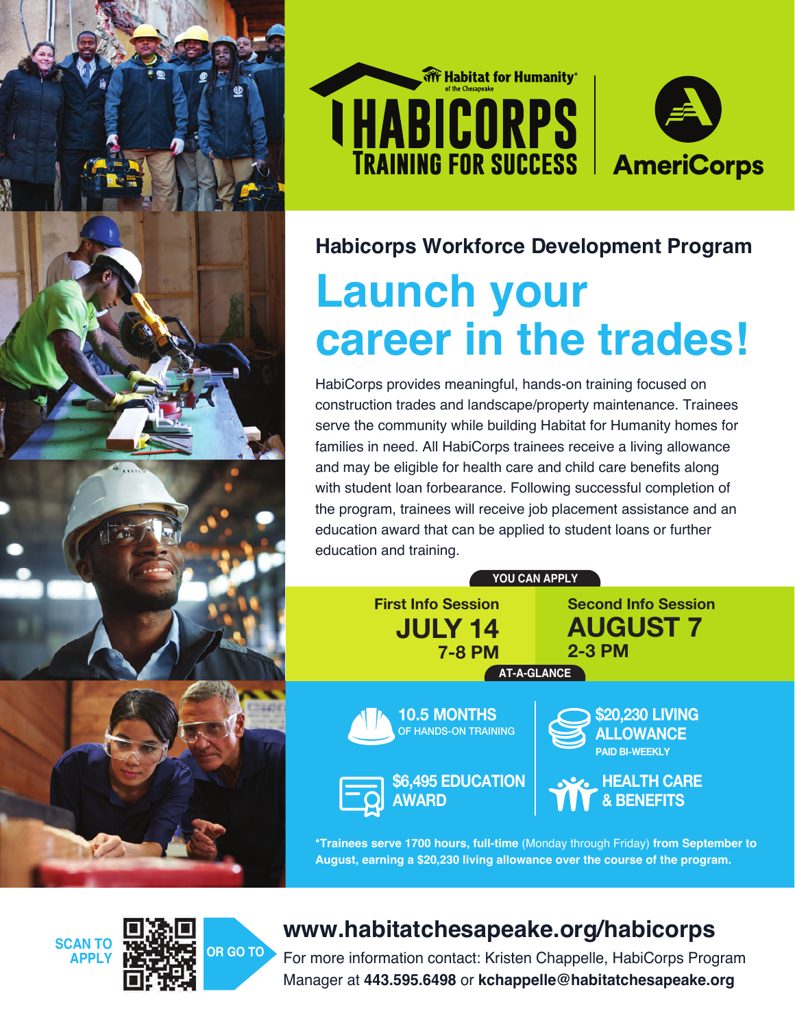Habitat for Humanity® of the Chesapeake

# HABICORPS
TRAINING FOR SUCCESS

AmeriCorps

## Habicorps Workforce Development Program

# Launch your career in the trades!

HabiCorps provides meaningful, hands-on training focused on construction trades and landscape/property maintenance. Trainees serve the community while building Habitat for Humanity homes for families in need. All HabiCorps trainees receive a living allowance and may be eligible for health care and child care benefits along with student loan forbearance. Following successful completion of the program, trainees will receive job placement assistance and an education award that can be applied to student loans or further education and training.

**YOU CAN APPLY**

| First Info Session | Second Info Session |
| --- | --- |
| **JULY 14** 7-8 PM | **AUGUST 7** 2-3 PM |

**AT-A-GLANCE**

- **10.5 MONTHS** OF HANDS-ON TRAINING
- **$20,230 LIVING ALLOWANCE** PAID BI-WEEKLY
- **$6,495 EDUCATION AWARD**
- **HEALTH CARE & BENEFITS**

***Trainees serve 1700 hours, full-time** (Monday through Friday) **from September to August, earning a $20,230 living allowance over the course of the program.**

SCAN TO APPLY OR GO TO

## www.habitatchesapeake.org/habicorps

For more information contact: Kristen Chappelle, HabiCorps Program Manager at **443.595.6498** or **kchappelle@habitatchesapeake.org**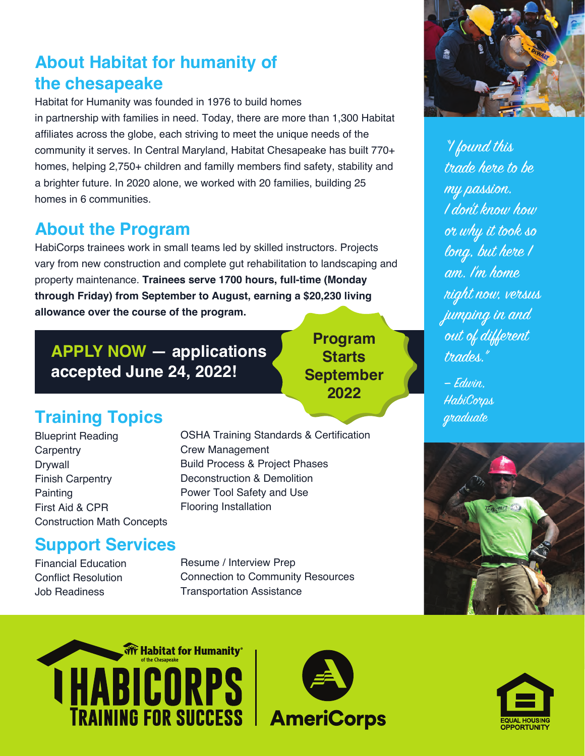## About Habitat for humanity of the chesapeake

Habitat for Humanity was founded in 1976 to build homes in partnership with families in need. Today, there are more than 1,300 Habitat affiliates across the globe, each striving to meet the unique needs of the community it serves. In Central Maryland, Habitat Chesapeake has built 770+ homes, helping 2,750+ children and familly members find safety, stability and a brighter future. In 2020 alone, we worked with 20 families, building 25 homes in 6 communities.

## About the Program

HabiCorps trainees work in small teams led by skilled instructors. Projects vary from new construction and complete gut rehabilitation to landscaping and property maintenance. **Trainees serve 1700 hours, full-time (Monday through Friday) from September to August, earning a $20,230 living allowance over the course of the program.**

**APPLY NOW — applications accepted June 24, 2022!**

**Program Starts September 2022**

## Training Topics

- Blueprint Reading
- Carpentry
- Drywall
- Finish Carpentry
- Painting
- First Aid & CPR
- Construction Math Concepts
- OSHA Training Standards & Certification
- Crew Management
- Build Process & Project Phases
- Deconstruction & Demolition
- Power Tool Safety and Use
- Flooring Installation

## Support Services

- Financial Education
- Conflict Resolution
- Job Readiness
- Resume / Interview Prep
- Connection to Community Resources
- Transportation Assistance

*"I found this trade here to be my passion. I don't know how or why it took so long, but here I am. I'm home right now, versus jumping in and out of different trades."*

*– Edwin, HabiCorps graduate*

Habitat for Humanity of the Chesapeake

HABICORPS TRAINING FOR SUCCESS

AmeriCorps

EQUAL HOUSING OPPORTUNITY